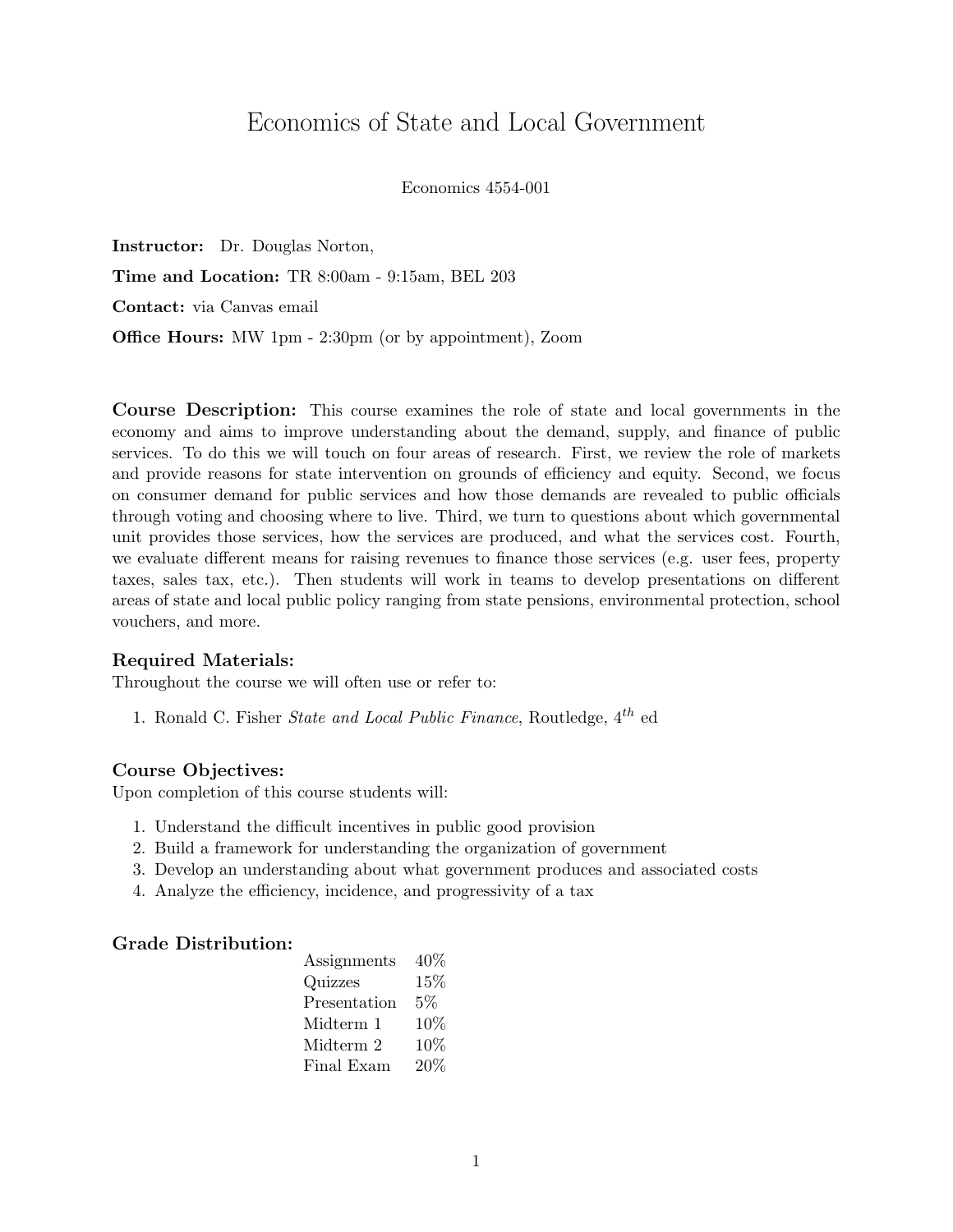# Economics of State and Local Government

Economics 4554-001

**Instructor:** Dr. Douglas Norton,

**Time and Location:** TR 8:00am - 9:15am, BEL 203

**Contact:** via Canvas email

**Office Hours:** MW 1pm - 2:30pm (or by appointment), Zoom

**Course Description:** This course examines the role of state and local governments in the economy and aims to improve understanding about the demand, supply, and finance of public services. To do this we will touch on four areas of research. First, we review the role of markets and provide reasons for state intervention on grounds of efficiency and equity. Second, we focus on consumer demand for public services and how those demands are revealed to public officials through voting and choosing where to live. Third, we turn to questions about which governmental unit provides those services, how the services are produced, and what the services cost. Fourth, we evaluate different means for raising revenues to finance those services (e.g. user fees, property taxes, sales tax, etc.). Then students will work in teams to develop presentations on different areas of state and local public policy ranging from state pensions, environmental protection, school vouchers, and more.

### Required Materials:

Throughout the course we will often use or refer to:

1. Ronald C. Fisher *State and Local Public Finance*, Routledge, $4^{th}$ ed

### Course Objectives:

Upon completion of this course students will:

1. Understand the difficult incentives in public good provision
2. Build a framework for understanding the organization of government
3. Develop an understanding about what government produces and associated costs
4. Analyze the efficiency, incidence, and progressivity of a tax

### Grade Distribution:

| Component | Weight |
|---|---|
| Assignments | 40% |
| Quizzes | 15% |
| Presentation | 5% |
| Midterm 1 | 10% |
| Midterm 2 | 10% |
| Final Exam | 20% |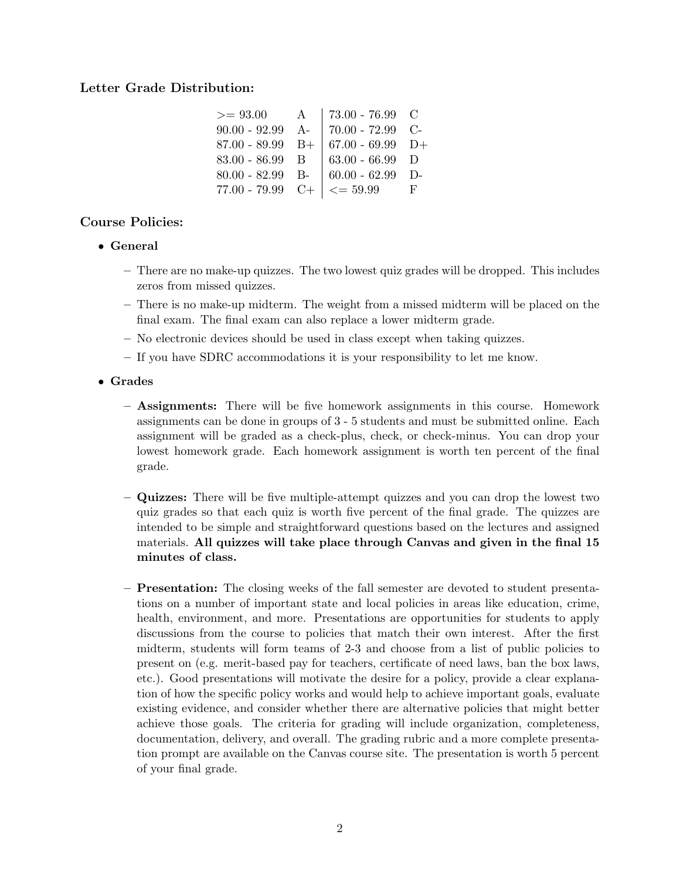**Letter Grade Distribution:**

| | | | |
|---|---|---|---|
| >= 93.00 | A | 73.00 - 76.99 | C |
| 90.00 - 92.99 | A- | 70.00 - 72.99 | C- |
| 87.00 - 89.99 | B+ | 67.00 - 69.99 | D+ |
| 83.00 - 86.99 | B | 63.00 - 66.99 | D |
| 80.00 - 82.99 | B- | 60.00 - 62.99 | D- |
| 77.00 - 79.99 | C+ | <= 59.99 | F |

## Course Policies:

- **General**
  - There are no make-up quizzes. The two lowest quiz grades will be dropped. This includes zeros from missed quizzes.
  - There is no make-up midterm. The weight from a missed midterm will be placed on the final exam. The final exam can also replace a lower midterm grade.
  - No electronic devices should be used in class except when taking quizzes.
  - If you have SDRC accommodations it is your responsibility to let me know.

- **Grades**
  - **Assignments:** There will be five homework assignments in this course. Homework assignments can be done in groups of 3 - 5 students and must be submitted online. Each assignment will be graded as a check-plus, check, or check-minus. You can drop your lowest homework grade. Each homework assignment is worth ten percent of the final grade.

  - **Quizzes:** There will be five multiple-attempt quizzes and you can drop the lowest two quiz grades so that each quiz is worth five percent of the final grade. The quizzes are intended to be simple and straightforward questions based on the lectures and assigned materials. **All quizzes will take place through Canvas and given in the final 15 minutes of class.**

  - **Presentation:** The closing weeks of the fall semester are devoted to student presentations on a number of important state and local policies in areas like education, crime, health, environment, and more. Presentations are opportunities for students to apply discussions from the course to policies that match their own interest. After the first midterm, students will form teams of 2-3 and choose from a list of public policies to present on (e.g. merit-based pay for teachers, certificate of need laws, ban the box laws, etc.). Good presentations will motivate the desire for a policy, provide a clear explanation of how the specific policy works and would help to achieve important goals, evaluate existing evidence, and consider whether there are alternative policies that might better achieve those goals. The criteria for grading will include organization, completeness, documentation, delivery, and overall. The grading rubric and a more complete presentation prompt are available on the Canvas course site. The presentation is worth 5 percent of your final grade.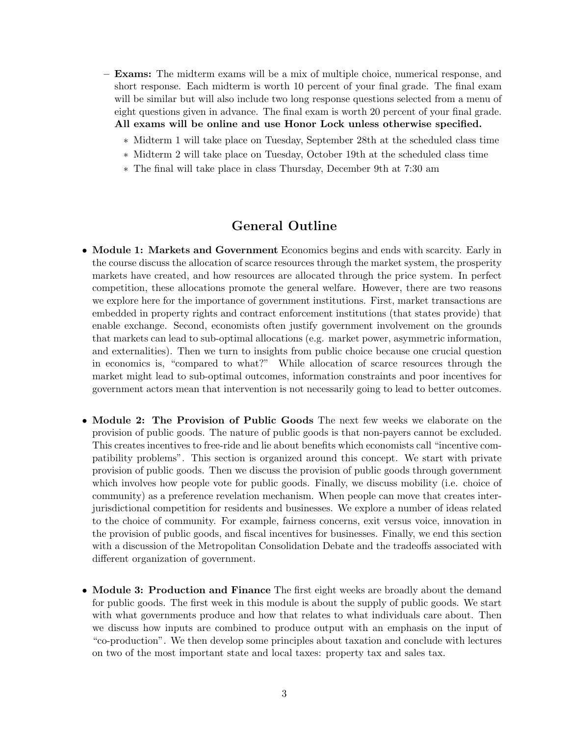- **Exams:** The midterm exams will be a mix of multiple choice, numerical response, and short response. Each midterm is worth 10 percent of your final grade. The final exam will be similar but will also include two long response questions selected from a menu of eight questions given in advance. The final exam is worth 20 percent of your final grade. **All exams will be online and use Honor Lock unless otherwise specified.**
  - Midterm 1 will take place on Tuesday, September 28th at the scheduled class time
  - Midterm 2 will take place on Tuesday, October 19th at the scheduled class time
  - The final will take place in class Thursday, December 9th at 7:30 am

## General Outline

- **Module 1: Markets and Government** Economics begins and ends with scarcity. Early in the course discuss the allocation of scarce resources through the market system, the prosperity markets have created, and how resources are allocated through the price system. In perfect competition, these allocations promote the general welfare. However, there are two reasons we explore here for the importance of government institutions. First, market transactions are embedded in property rights and contract enforcement institutions (that states provide) that enable exchange. Second, economists often justify government involvement on the grounds that markets can lead to sub-optimal allocations (e.g. market power, asymmetric information, and externalities). Then we turn to insights from public choice because one crucial question in economics is, "compared to what?" While allocation of scarce resources through the market might lead to sub-optimal outcomes, information constraints and poor incentives for government actors mean that intervention is not necessarily going to lead to better outcomes.

- **Module 2: The Provision of Public Goods** The next few weeks we elaborate on the provision of public goods. The nature of public goods is that non-payers cannot be excluded. This creates incentives to free-ride and lie about benefits which economists call "incentive compatibility problems". This section is organized around this concept. We start with private provision of public goods. Then we discuss the provision of public goods through government which involves how people vote for public goods. Finally, we discuss mobility (i.e. choice of community) as a preference revelation mechanism. When people can move that creates inter-jurisdictional competition for residents and businesses. We explore a number of ideas related to the choice of community. For example, fairness concerns, exit versus voice, innovation in the provision of public goods, and fiscal incentives for businesses. Finally, we end this section with a discussion of the Metropolitan Consolidation Debate and the tradeoffs associated with different organization of government.

- **Module 3: Production and Finance** The first eight weeks are broadly about the demand for public goods. The first week in this module is about the supply of public goods. We start with what governments produce and how that relates to what individuals care about. Then we discuss how inputs are combined to produce output with an emphasis on the input of "co-production". We then develop some principles about taxation and conclude with lectures on two of the most important state and local taxes: property tax and sales tax.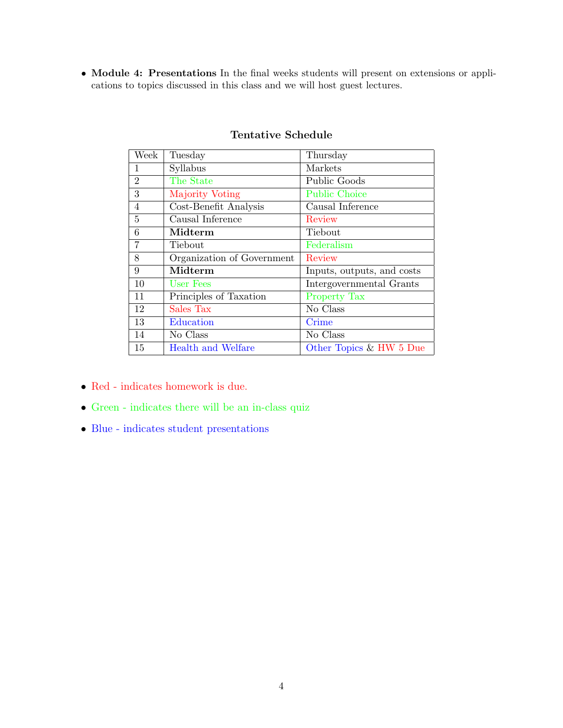- **Module 4: Presentations** In the final weeks students will present on extensions or applications to topics discussed in this class and we will host guest lectures.

**Tentative Schedule**

| Week | Tuesday | Thursday |
|---|---|---|
| 1 | Syllabus | Markets |
| 2 | The State | Public Goods |
| 3 | Majority Voting | Public Choice |
| 4 | Cost-Benefit Analysis | Causal Inference |
| 5 | Causal Inference | Review |
| 6 | **Midterm** | Tiebout |
| 7 | Tiebout | Federalism |
| 8 | Organization of Government | Review |
| 9 | **Midterm** | Inputs, outputs, and costs |
| 10 | User Fees | Intergovernmental Grants |
| 11 | Principles of Taxation | Property Tax |
| 12 | Sales Tax | No Class |
| 13 | Education | Crime |
| 14 | No Class | No Class |
| 15 | Health and Welfare | Other Topics & HW 5 Due |

- Red - indicates homework is due.
- Green - indicates there will be an in-class quiz
- Blue - indicates student presentations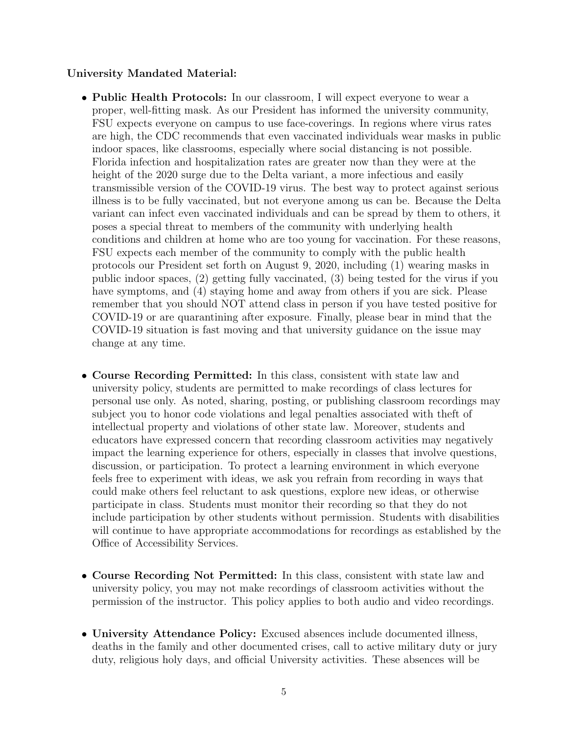**University Mandated Material:**

- **Public Health Protocols:** In our classroom, I will expect everyone to wear a proper, well-fitting mask. As our President has informed the university community, FSU expects everyone on campus to use face-coverings. In regions where virus rates are high, the CDC recommends that even vaccinated individuals wear masks in public indoor spaces, like classrooms, especially where social distancing is not possible. Florida infection and hospitalization rates are greater now than they were at the height of the 2020 surge due to the Delta variant, a more infectious and easily transmissible version of the COVID-19 virus. The best way to protect against serious illness is to be fully vaccinated, but not everyone among us can be. Because the Delta variant can infect even vaccinated individuals and can be spread by them to others, it poses a special threat to members of the community with underlying health conditions and children at home who are too young for vaccination. For these reasons, FSU expects each member of the community to comply with the public health protocols our President set forth on August 9, 2020, including (1) wearing masks in public indoor spaces, (2) getting fully vaccinated, (3) being tested for the virus if you have symptoms, and (4) staying home and away from others if you are sick. Please remember that you should NOT attend class in person if you have tested positive for COVID-19 or are quarantining after exposure. Finally, please bear in mind that the COVID-19 situation is fast moving and that university guidance on the issue may change at any time.

- **Course Recording Permitted:** In this class, consistent with state law and university policy, students are permitted to make recordings of class lectures for personal use only. As noted, sharing, posting, or publishing classroom recordings may subject you to honor code violations and legal penalties associated with theft of intellectual property and violations of other state law. Moreover, students and educators have expressed concern that recording classroom activities may negatively impact the learning experience for others, especially in classes that involve questions, discussion, or participation. To protect a learning environment in which everyone feels free to experiment with ideas, we ask you refrain from recording in ways that could make others feel reluctant to ask questions, explore new ideas, or otherwise participate in class. Students must monitor their recording so that they do not include participation by other students without permission. Students with disabilities will continue to have appropriate accommodations for recordings as established by the Office of Accessibility Services.

- **Course Recording Not Permitted:** In this class, consistent with state law and university policy, you may not make recordings of classroom activities without the permission of the instructor. This policy applies to both audio and video recordings.

- **University Attendance Policy:** Excused absences include documented illness, deaths in the family and other documented crises, call to active military duty or jury duty, religious holy days, and official University activities. These absences will be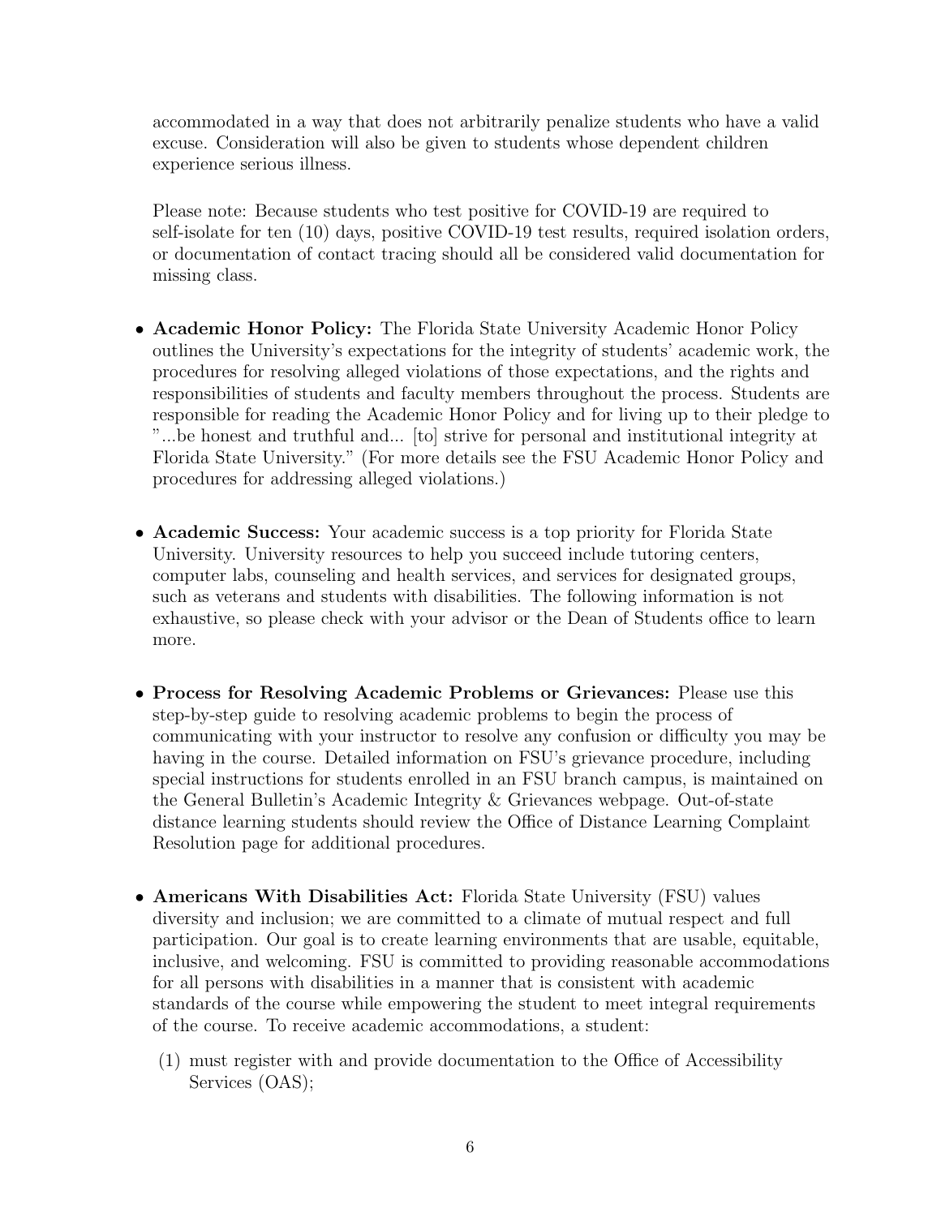accommodated in a way that does not arbitrarily penalize students who have a valid excuse. Consideration will also be given to students whose dependent children experience serious illness.

Please note: Because students who test positive for COVID-19 are required to self-isolate for ten (10) days, positive COVID-19 test results, required isolation orders, or documentation of contact tracing should all be considered valid documentation for missing class.

- **Academic Honor Policy:** The Florida State University Academic Honor Policy outlines the University's expectations for the integrity of students' academic work, the procedures for resolving alleged violations of those expectations, and the rights and responsibilities of students and faculty members throughout the process. Students are responsible for reading the Academic Honor Policy and for living up to their pledge to "...be honest and truthful and... [to] strive for personal and institutional integrity at Florida State University." (For more details see the FSU Academic Honor Policy and procedures for addressing alleged violations.)

- **Academic Success:** Your academic success is a top priority for Florida State University. University resources to help you succeed include tutoring centers, computer labs, counseling and health services, and services for designated groups, such as veterans and students with disabilities. The following information is not exhaustive, so please check with your advisor or the Dean of Students office to learn more.

- **Process for Resolving Academic Problems or Grievances:** Please use this step-by-step guide to resolving academic problems to begin the process of communicating with your instructor to resolve any confusion or difficulty you may be having in the course. Detailed information on FSU's grievance procedure, including special instructions for students enrolled in an FSU branch campus, is maintained on the General Bulletin's Academic Integrity & Grievances webpage. Out-of-state distance learning students should review the Office of Distance Learning Complaint Resolution page for additional procedures.

- **Americans With Disabilities Act:** Florida State University (FSU) values diversity and inclusion; we are committed to a climate of mutual respect and full participation. Our goal is to create learning environments that are usable, equitable, inclusive, and welcoming. FSU is committed to providing reasonable accommodations for all persons with disabilities in a manner that is consistent with academic standards of the course while empowering the student to meet integral requirements of the course. To receive academic accommodations, a student:

  (1) must register with and provide documentation to the Office of Accessibility Services (OAS);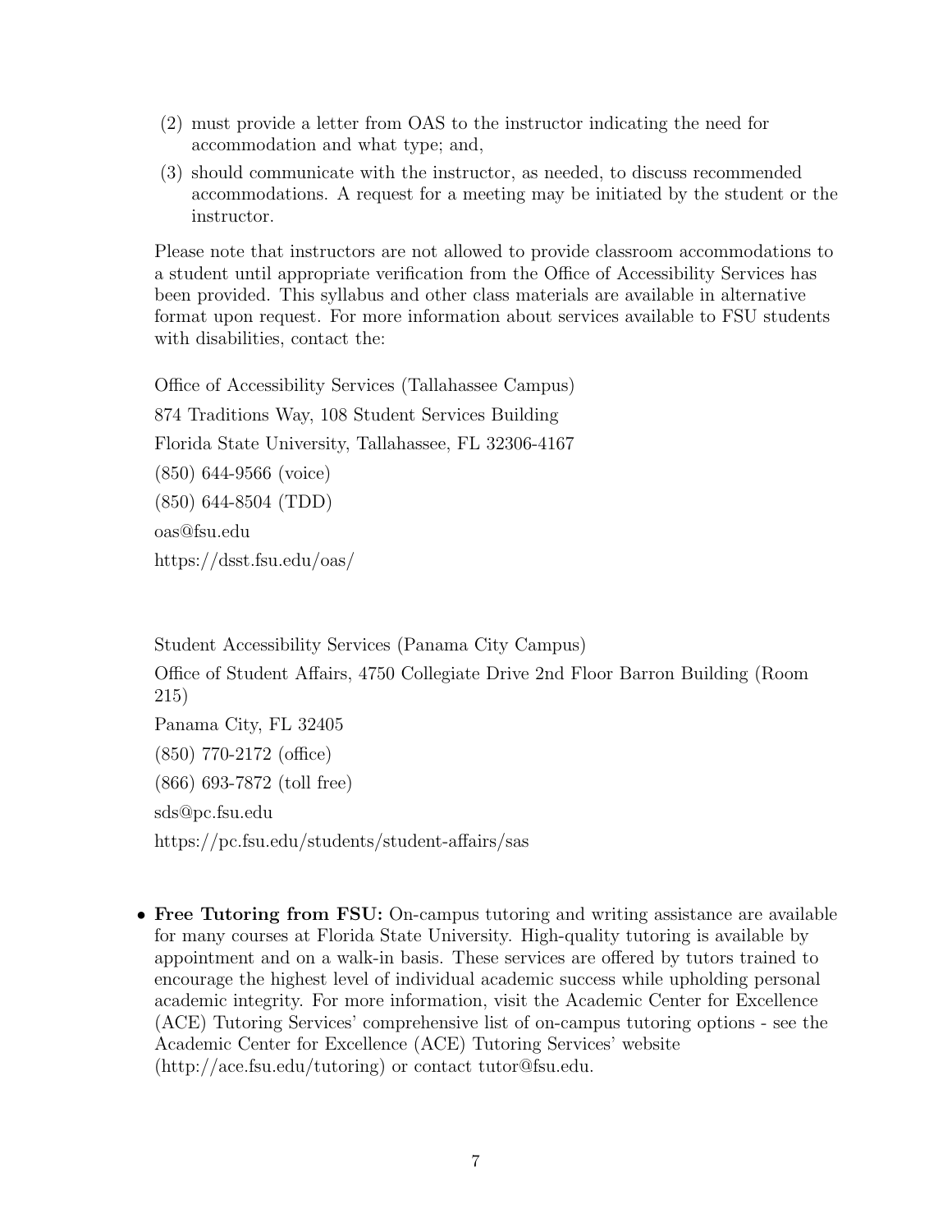(2) must provide a letter from OAS to the instructor indicating the need for accommodation and what type; and,

(3) should communicate with the instructor, as needed, to discuss recommended accommodations. A request for a meeting may be initiated by the student or the instructor.

Please note that instructors are not allowed to provide classroom accommodations to a student until appropriate verification from the Office of Accessibility Services has been provided. This syllabus and other class materials are available in alternative format upon request. For more information about services available to FSU students with disabilities, contact the:

Office of Accessibility Services (Tallahassee Campus)

874 Traditions Way, 108 Student Services Building

Florida State University, Tallahassee, FL 32306-4167

(850) 644-9566 (voice)

(850) 644-8504 (TDD)

oas@fsu.edu

https://dsst.fsu.edu/oas/

Student Accessibility Services (Panama City Campus)

Office of Student Affairs, 4750 Collegiate Drive 2nd Floor Barron Building (Room 215)

Panama City, FL 32405

(850) 770-2172 (office)

(866) 693-7872 (toll free)

sds@pc.fsu.edu

https://pc.fsu.edu/students/student-affairs/sas

- **Free Tutoring from FSU:** On-campus tutoring and writing assistance are available for many courses at Florida State University. High-quality tutoring is available by appointment and on a walk-in basis. These services are offered by tutors trained to encourage the highest level of individual academic success while upholding personal academic integrity. For more information, visit the Academic Center for Excellence (ACE) Tutoring Services' comprehensive list of on-campus tutoring options - see the Academic Center for Excellence (ACE) Tutoring Services' website (http://ace.fsu.edu/tutoring) or contact tutor@fsu.edu.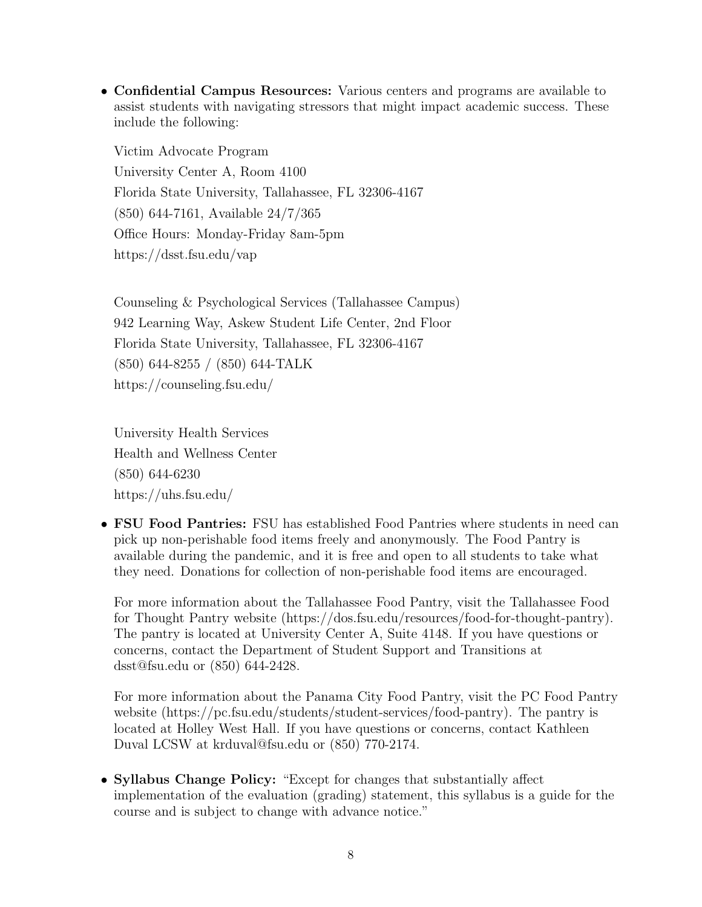- **Confidential Campus Resources:** Various centers and programs are available to assist students with navigating stressors that might impact academic success. These include the following:

  Victim Advocate Program
  University Center A, Room 4100
  Florida State University, Tallahassee, FL 32306-4167
  (850) 644-7161, Available 24/7/365
  Office Hours: Monday-Friday 8am-5pm
  https://dsst.fsu.edu/vap

  Counseling & Psychological Services (Tallahassee Campus)
  942 Learning Way, Askew Student Life Center, 2nd Floor
  Florida State University, Tallahassee, FL 32306-4167
  (850) 644-8255 / (850) 644-TALK
  https://counseling.fsu.edu/

  University Health Services
  Health and Wellness Center
  (850) 644-6230
  https://uhs.fsu.edu/

- **FSU Food Pantries:** FSU has established Food Pantries where students in need can pick up non-perishable food items freely and anonymously. The Food Pantry is available during the pandemic, and it is free and open to all students to take what they need. Donations for collection of non-perishable food items are encouraged.

  For more information about the Tallahassee Food Pantry, visit the Tallahassee Food for Thought Pantry website (https://dos.fsu.edu/resources/food-for-thought-pantry). The pantry is located at University Center A, Suite 4148. If you have questions or concerns, contact the Department of Student Support and Transitions at dsst@fsu.edu or (850) 644-2428.

  For more information about the Panama City Food Pantry, visit the PC Food Pantry website (https://pc.fsu.edu/students/student-services/food-pantry). The pantry is located at Holley West Hall. If you have questions or concerns, contact Kathleen Duval LCSW at krduval@fsu.edu or (850) 770-2174.

- **Syllabus Change Policy:** "Except for changes that substantially affect implementation of the evaluation (grading) statement, this syllabus is a guide for the course and is subject to change with advance notice."